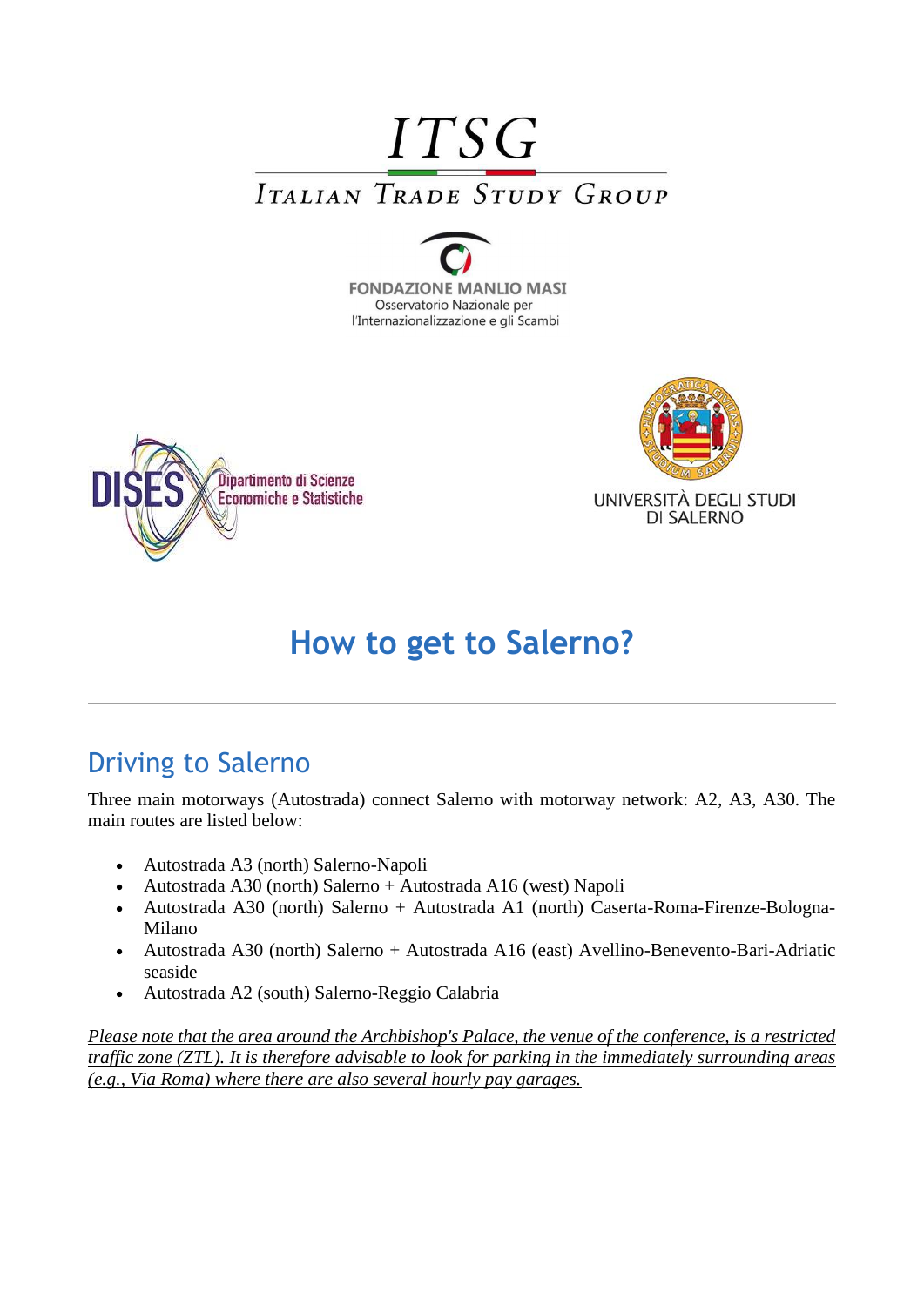ITSG

ITALIAN TRADE STUDY GROUP

FONDAZIONE MANLIO MASI
Osservatorio Nazionale per
l'Internazionalizzazione e gli Scambi

DISES Dipartimento di Scienze Economiche e Statistiche

UNIVERSITÀ DEGLI STUDI DI SALERNO

# How to get to Salerno?

---

## Driving to Salerno

Three main motorways (Autostrada) connect Salerno with motorway network: A2, A3, A30. The main routes are listed below:

- Autostrada A3 (north) Salerno-Napoli
- Autostrada A30 (north) Salerno + Autostrada A16 (west) Napoli
- Autostrada A30 (north) Salerno + Autostrada A1 (north) Caserta-Roma-Firenze-Bologna-Milano
- Autostrada A30 (north) Salerno + Autostrada A16 (east) Avellino-Benevento-Bari-Adriatic seaside
- Autostrada A2 (south) Salerno-Reggio Calabria

*Please note that the area around the Archbishop's Palace, the venue of the conference, is a restricted traffic zone (ZTL). It is therefore advisable to look for parking in the immediately surrounding areas (e.g., Via Roma) where there are also several hourly pay garages.*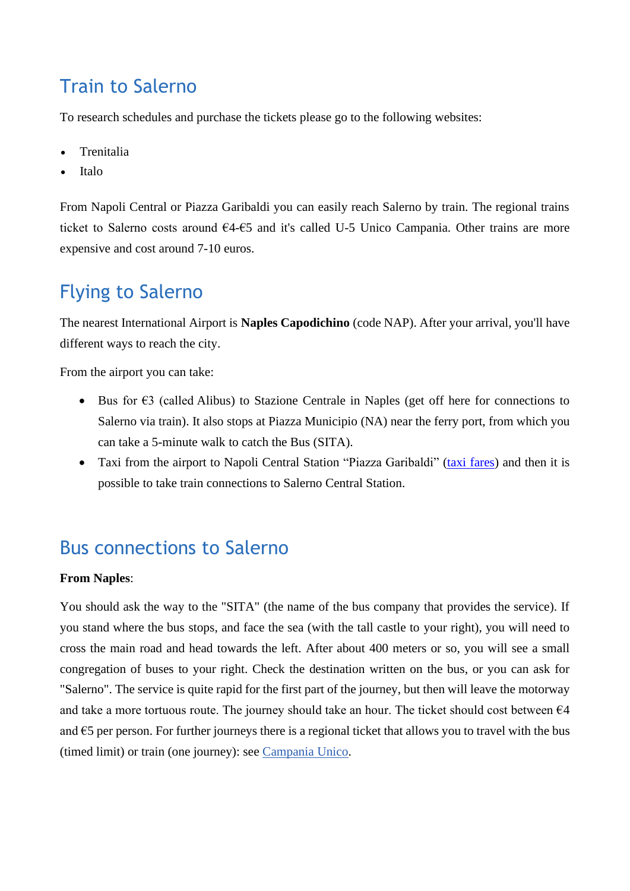## Train to Salerno

To research schedules and purchase the tickets please go to the following websites:

- Trenitalia
- Italo

From Napoli Central or Piazza Garibaldi you can easily reach Salerno by train. The regional trains ticket to Salerno costs around €4-€5 and it's called U-5 Unico Campania. Other trains are more expensive and cost around 7-10 euros.

## Flying to Salerno

The nearest International Airport is **Naples Capodichino** (code NAP). After your arrival, you'll have different ways to reach the city.

From the airport you can take:

- Bus for €3 (called Alibus) to Stazione Centrale in Naples (get off here for connections to Salerno via train). It also stops at Piazza Municipio (NA) near the ferry port, from which you can take a 5-minute walk to catch the Bus (SITA).
- Taxi from the airport to Napoli Central Station "Piazza Garibaldi" (taxi fares) and then it is possible to take train connections to Salerno Central Station.

## Bus connections to Salerno

**From Naples**:

You should ask the way to the "SITA" (the name of the bus company that provides the service). If you stand where the bus stops, and face the sea (with the tall castle to your right), you will need to cross the main road and head towards the left. After about 400 meters or so, you will see a small congregation of buses to your right. Check the destination written on the bus, or you can ask for "Salerno". The service is quite rapid for the first part of the journey, but then will leave the motorway and take a more tortuous route. The journey should take an hour. The ticket should cost between €4 and €5 per person. For further journeys there is a regional ticket that allows you to travel with the bus (timed limit) or train (one journey): see Campania Unico.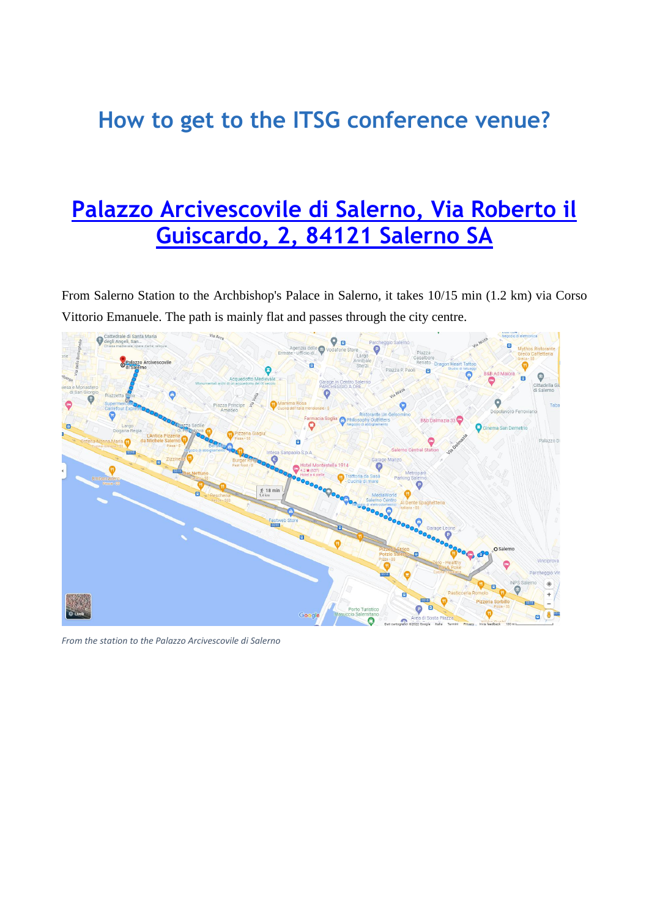# How to get to the ITSG conference venue?

## [Palazzo Arcivescovile di Salerno, Via Roberto il Guiscardo, 2, 84121 Salerno SA]()

From Salerno Station to the Archbishop's Palace in Salerno, it takes 10/15 min (1.2 km) via Corso Vittorio Emanuele. The path is mainly flat and passes through the city centre.

*From the station to the Palazzo Arcivescovile di Salerno*